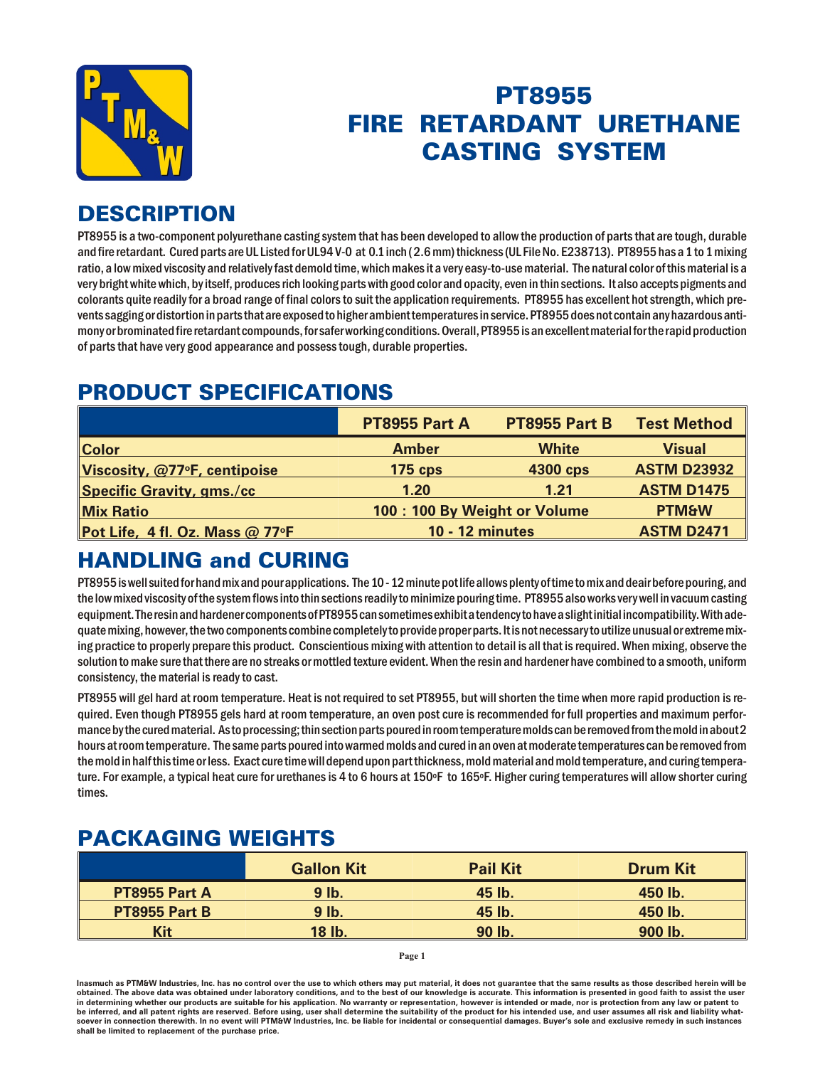# PT8955
# FIRE RETARDANT URETHANE CASTING SYSTEM

## DESCRIPTION

PT8955 is a two-component polyurethane casting system that has been developed to allow the production of parts that are tough, durable and fire retardant. Cured parts are UL Listed for UL94 V-0 at 0.1 inch (2.6 mm) thickness (UL File No. E238713). PT8955 has a 1 to 1 mixing ratio, a low mixed viscosity and relatively fast demold time, which makes it a very easy-to-use material. The natural color of this material is a very bright white which, by itself, produces rich looking parts with good color and opacity, even in thin sections. It also accepts pigments and colorants quite readily for a broad range of final colors to suit the application requirements. PT8955 has excellent hot strength, which prevents sagging or distortion in parts that are exposed to higher ambient temperatures in service. PT8955 does not contain any hazardous antimony or brominated fire retardant compounds, for safer working conditions. Overall, PT8955 is an excellent material for the rapid production of parts that have very good appearance and possess tough, durable properties.

## PRODUCT SPECIFICATIONS

| | PT8955 Part A | PT8955 Part B | Test Method |
|---|---|---|---|
| **Color** | Amber | White | Visual |
| **Viscosity, @77°F, centipoise** | 175 cps | 4300 cps | ASTM D23932 |
| **Specific Gravity, gms./cc** | 1.20 | 1.21 | ASTM D1475 |
| **Mix Ratio** | 100 : 100 By Weight or Volume | | PTM&W |
| **Pot Life, 4 fl. Oz. Mass @ 77°F** | 10 - 12 minutes | | ASTM D2471 |

## HANDLING and CURING

PT8955 is well suited for hand mix and pour applications. The 10 - 12 minute pot life allows plenty of time to mix and deair before pouring, and the low mixed viscosity of the system flows into thin sections readily to minimize pouring time. PT8955 also works very well in vacuum casting equipment. The resin and hardener components of PT8955 can sometimes exhibit a tendency to have a slight initial incompatibility. With adequate mixing, however, the two components combine completely to provide proper parts. It is not necessary to utilize unusual or extreme mixing practice to properly prepare this product. Conscientious mixing with attention to detail is all that is required. When mixing, observe the solution to make sure that there are no streaks or mottled texture evident. When the resin and hardener have combined to a smooth, uniform consistency, the material is ready to cast.

PT8955 will gel hard at room temperature. Heat is not required to set PT8955, but will shorten the time when more rapid production is required. Even though PT8955 gels hard at room temperature, an oven post cure is recommended for full properties and maximum performance by the cured material. As to processing; thin section parts poured in room temperature molds can be removed from the mold in about 2 hours at room temperature. The same parts poured into warmed molds and cured in an oven at moderate temperatures can be removed from the mold in half this time or less. Exact cure time will depend upon part thickness, mold material and mold temperature, and curing temperature. For example, a typical heat cure for urethanes is 4 to 6 hours at 150°F to 165°F. Higher curing temperatures will allow shorter curing times.

## PACKAGING WEIGHTS

| | Gallon Kit | Pail Kit | Drum Kit |
|---|---|---|---|
| **PT8955 Part A** | 9 lb. | 45 lb. | 450 lb. |
| **PT8955 Part B** | 9 lb. | 45 lb. | 450 lb. |
| **Kit** | 18 lb. | 90 lb. | 900 lb. |

**Inasmuch as PTM&W Industries, Inc. has no control over the use to which others may put material, it does not guarantee that the same results as those described herein will be obtained. The above data was obtained under laboratory conditions, and to the best of our knowledge is accurate. This information is presented in good faith to assist the user in determining whether our products are suitable for his application. No warranty or representation, however is intended or made, nor is protection from any law or patent to be inferred, and all patent rights are reserved. Before using, user shall determine the suitability of the product for his intended use, and user assumes all risk and liability whatsoever in connection therewith. In no event will PTM&W Industries, Inc. be liable for incidental or consequential damages. Buyer's sole and exclusive remedy in such instances shall be limited to replacement of the purchase price.**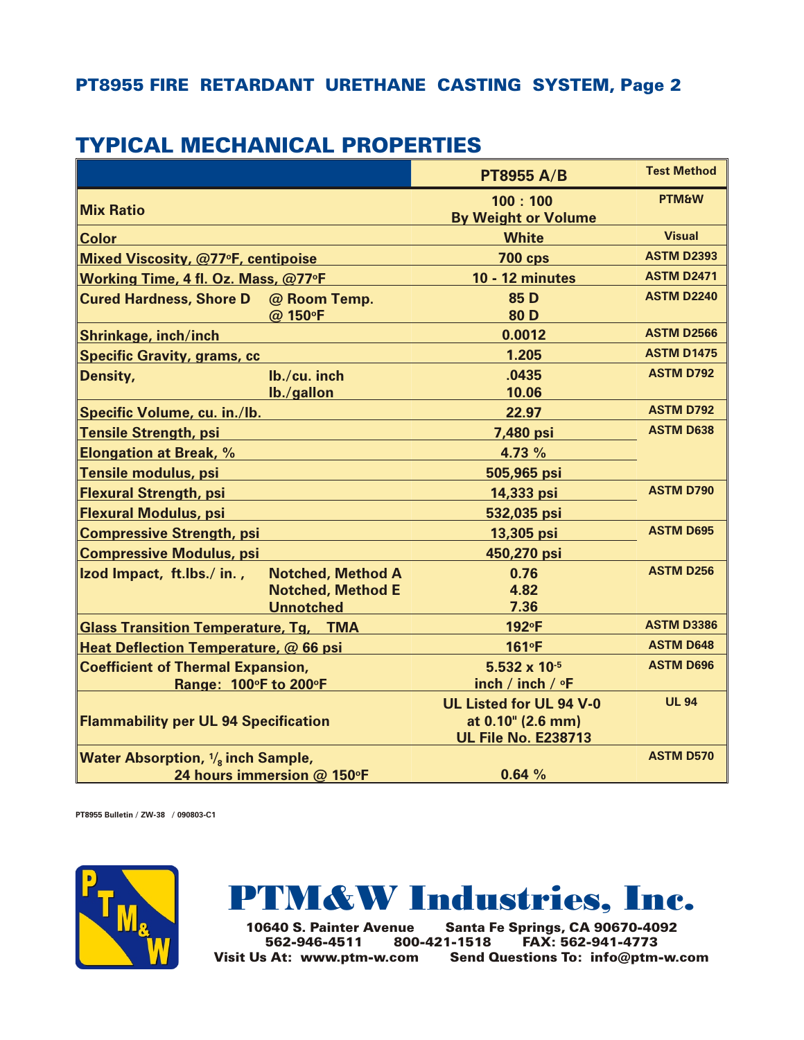## PT8955 FIRE RETARDANT URETHANE CASTING SYSTEM, Page 2

## TYPICAL MECHANICAL PROPERTIES

| | | PT8955 A/B | Test Method |
|---|---|---|---|
| **Mix Ratio** | | **100 : 100 By Weight or Volume** | **PTM&W** |
| **Color** | | **White** | **Visual** |
| **Mixed Viscosity, @77°F, centipoise** | | **700 cps** | **ASTM D2393** |
| **Working Time, 4 fl. Oz. Mass, @77°F** | | **10 - 12 minutes** | **ASTM D2471** |
| **Cured Hardness, Shore D** | **@ Room Temp.** | **85 D** | **ASTM D2240** |
| | **@ 150°F** | **80 D** | |
| **Shrinkage, inch/inch** | | **0.0012** | **ASTM D2566** |
| **Specific Gravity, grams, cc** | | **1.205** | **ASTM D1475** |
| **Density,** | **lb./cu. inch** | **.0435** | **ASTM D792** |
| | **lb./gallon** | **10.06** | |
| **Specific Volume, cu. in./lb.** | | **22.97** | **ASTM D792** |
| **Tensile Strength, psi** | | **7,480 psi** | **ASTM D638** |
| **Elongation at Break, %** | | **4.73 %** | |
| **Tensile modulus, psi** | | **505,965 psi** | |
| **Flexural Strength, psi** | | **14,333 psi** | **ASTM D790** |
| **Flexural Modulus, psi** | | **532,035 psi** | |
| **Compressive Strength, psi** | | **13,305 psi** | **ASTM D695** |
| **Compressive Modulus, psi** | | **450,270 psi** | |
| **Izod Impact, ft.lbs./ in. ,** | **Notched, Method A** | **0.76** | **ASTM D256** |
| | **Notched, Method E** | **4.82** | |
| | **Unnotched** | **7.36** | |
| **Glass Transition Temperature, Tg, TMA** | | **192°F** | **ASTM D3386** |
| **Heat Deflection Temperature, @ 66 psi** | | **161°F** | **ASTM D648** |
| **Coefficient of Thermal Expansion, Range: 100°F to 200°F** | | **$5.532 \times 10^{-5}$ inch / inch / °F** | **ASTM D696** |
| **Flammability per UL 94 Specification** | | **UL Listed for UL 94 V-0 at 0.10" (2.6 mm) UL File No. E238713** | **UL 94** |
| **Water Absorption, $^1/_8$ inch Sample, 24 hours immersion @ 150°F** | | **0.64 %** | **ASTM D570** |

PT8955 Bulletin / ZW-38 / 090803-C1

**PTM&W Industries, Inc.**

10640 S. Painter Avenue Santa Fe Springs, CA 90670-4092
562-946-4511 800-421-1518 FAX: 562-941-4773
Visit Us At: www.ptm-w.com Send Questions To: info@ptm-w.com